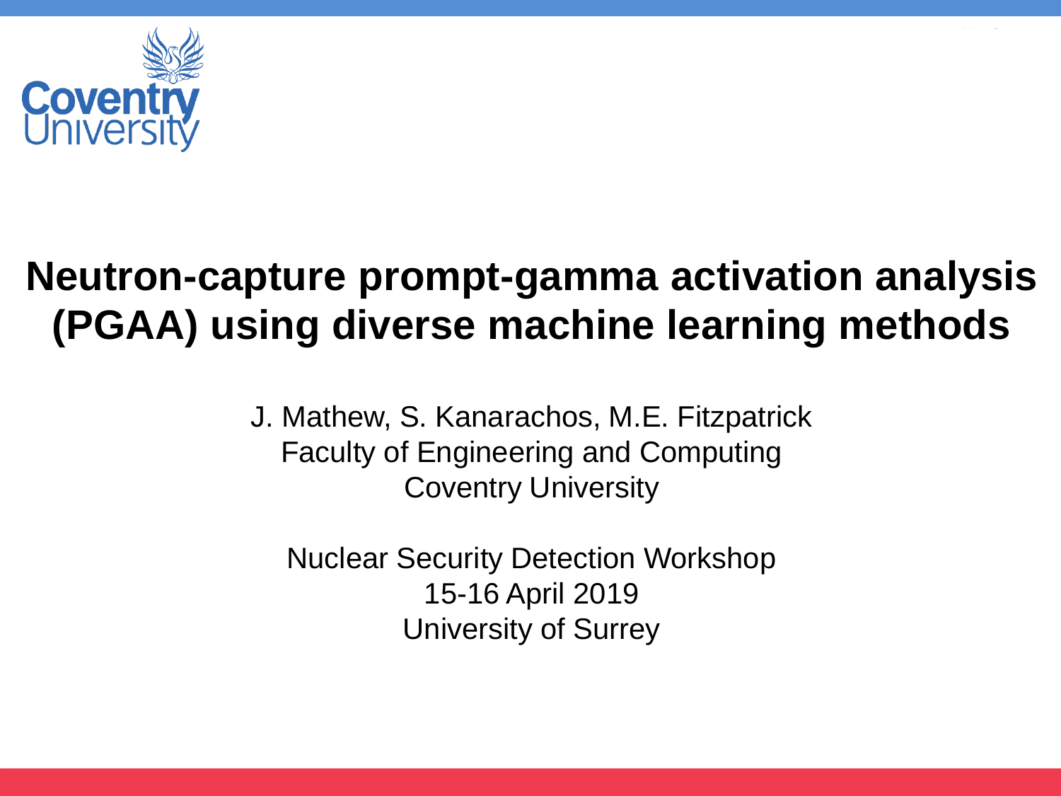# Neutron-capture prompt-gamma activation analysis (PGAA) using diverse machine learning methods

J. Mathew, S. Kanarachos, M.E. Fitzpatrick
Faculty of Engineering and Computing
Coventry University

Nuclear Security Detection Workshop
15-16 April 2019
University of Surrey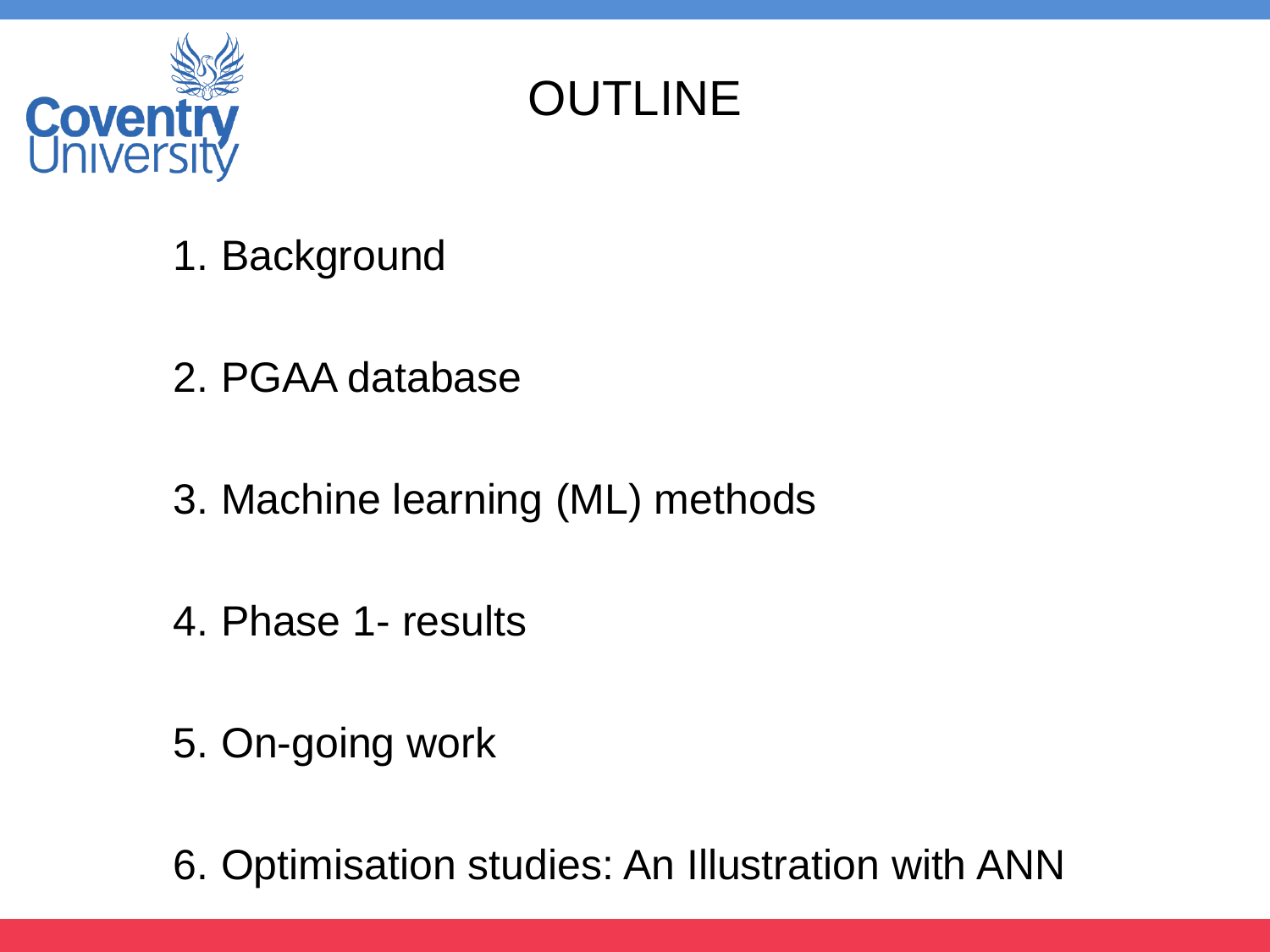# OUTLINE

1. Background
2. PGAA database
3. Machine learning (ML) methods
4. Phase 1- results
5. On-going work
6. Optimisation studies: An Illustration with ANN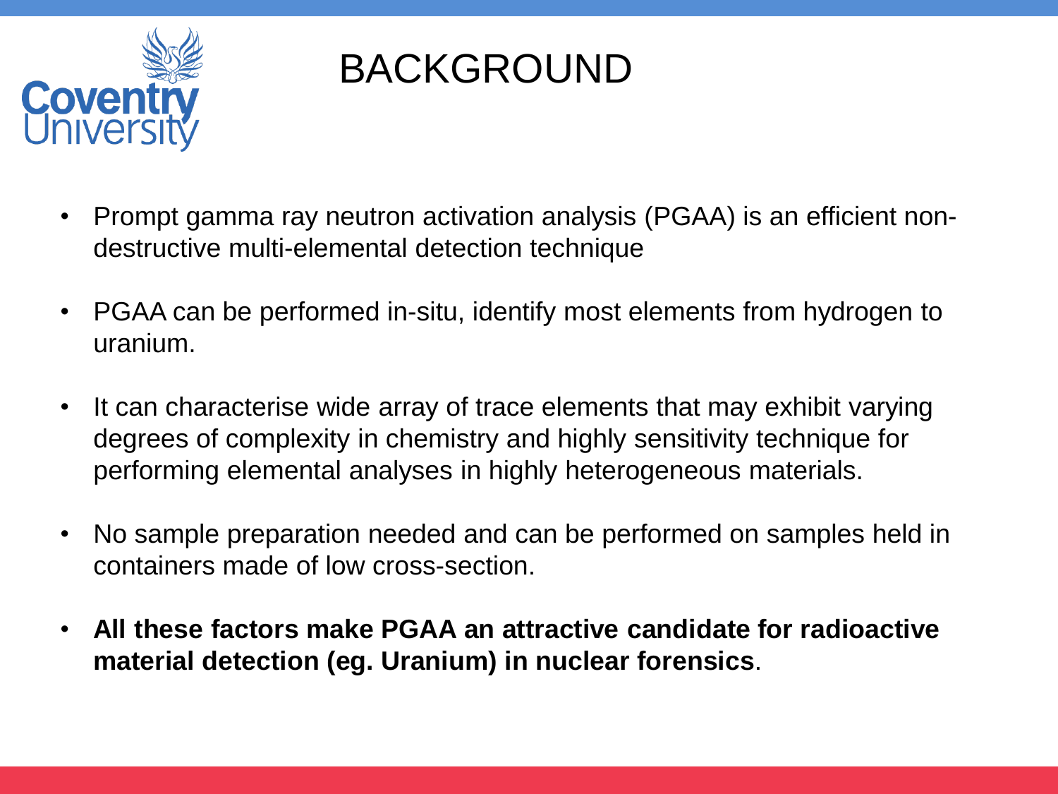# BACKGROUND

- Prompt gamma ray neutron activation analysis (PGAA) is an efficient non-destructive multi-elemental detection technique
- PGAA can be performed in-situ, identify most elements from hydrogen to uranium.
- It can characterise wide array of trace elements that may exhibit varying degrees of complexity in chemistry and highly sensitivity technique for performing elemental analyses in highly heterogeneous materials.
- No sample preparation needed and can be performed on samples held in containers made of low cross-section.
- **All these factors make PGAA an attractive candidate for radioactive material detection (eg. Uranium) in nuclear forensics**.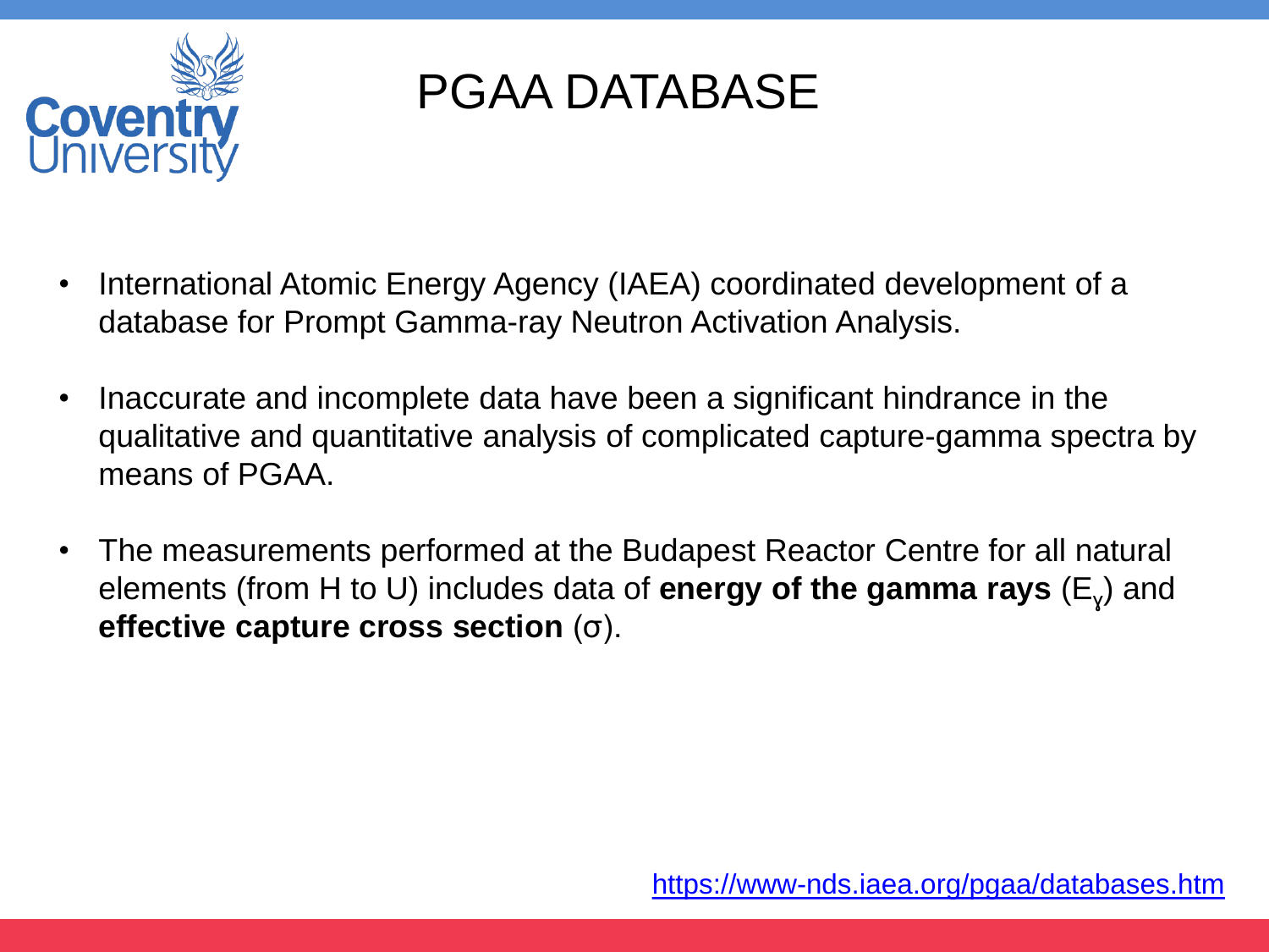# PGAA DATABASE

- International Atomic Energy Agency (IAEA) coordinated development of a database for Prompt Gamma-ray Neutron Activation Analysis.
- Inaccurate and incomplete data have been a significant hindrance in the qualitative and quantitative analysis of complicated capture-gamma spectra by means of PGAA.
- The measurements performed at the Budapest Reactor Centre for all natural elements (from H to U) includes data of **energy of the gamma rays** ($E_\gamma$) and **effective capture cross section** ($\sigma$).

https://www-nds.iaea.org/pgaa/databases.htm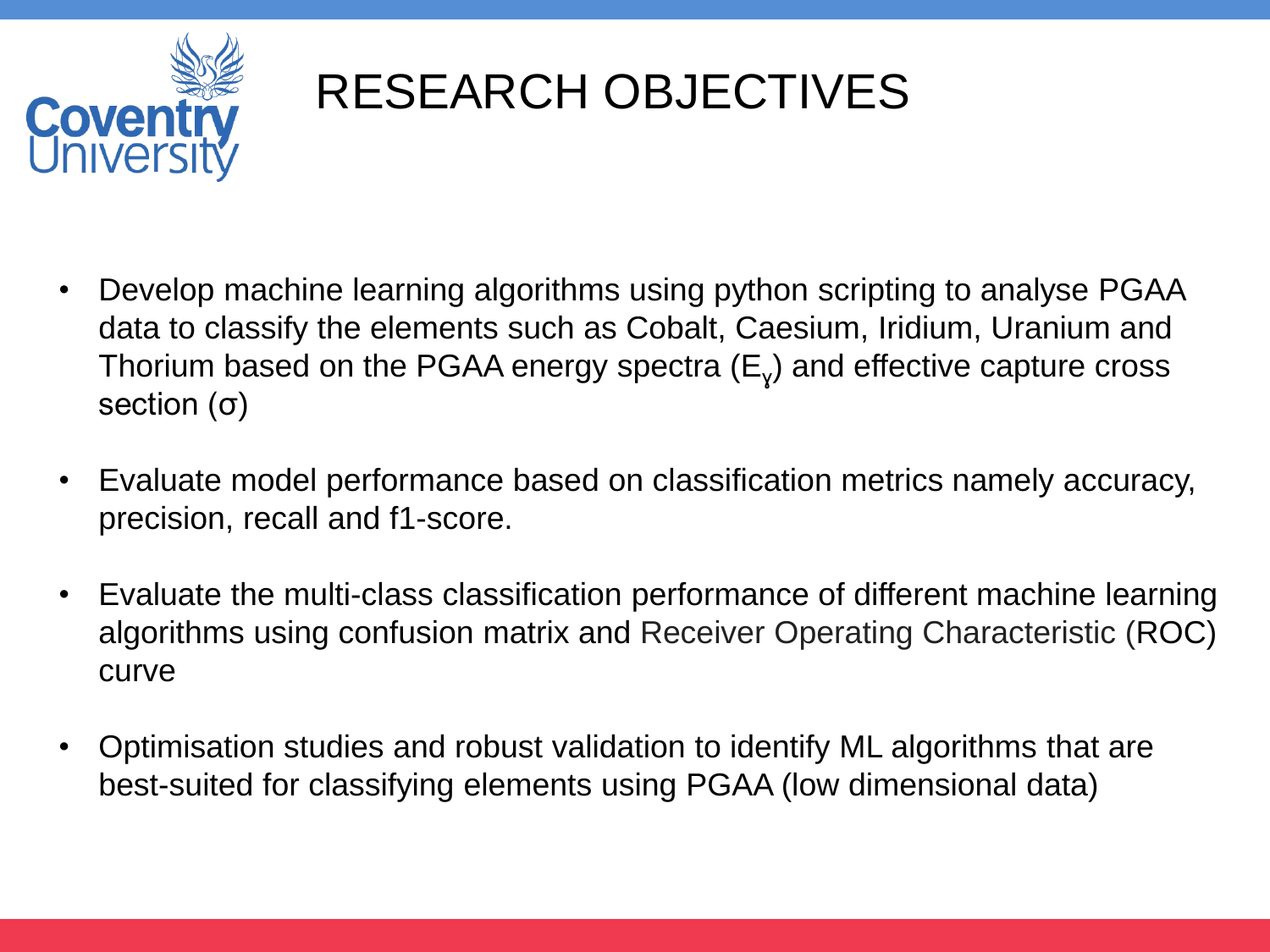# RESEARCH OBJECTIVES

- Develop machine learning algorithms using python scripting to analyse PGAA data to classify the elements such as Cobalt, Caesium, Iridium, Uranium and Thorium based on the PGAA energy spectra ($E_\gamma$) and effective capture cross section ($\sigma$)
- Evaluate model performance based on classification metrics namely accuracy, precision, recall and f1-score.
- Evaluate the multi-class classification performance of different machine learning algorithms using confusion matrix and Receiver Operating Characteristic (ROC) curve
- Optimisation studies and robust validation to identify ML algorithms that are best-suited for classifying elements using PGAA (low dimensional data)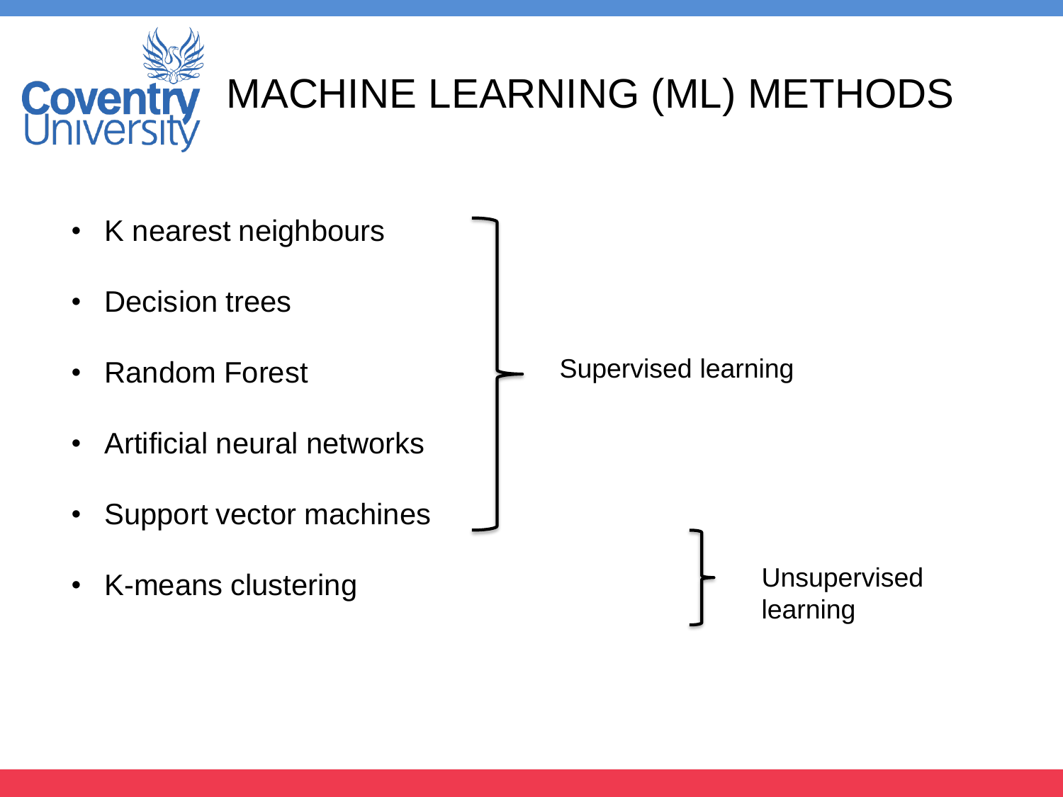# MACHINE LEARNING (ML) METHODS

- K nearest neighbours
- Decision trees
- Random Forest
- Artificial neural networks
- Support vector machines
- K-means clustering

Supervised learning: K nearest neighbours, Decision trees, Random Forest, Artificial neural networks, Support vector machines

Unsupervised learning: K-means clustering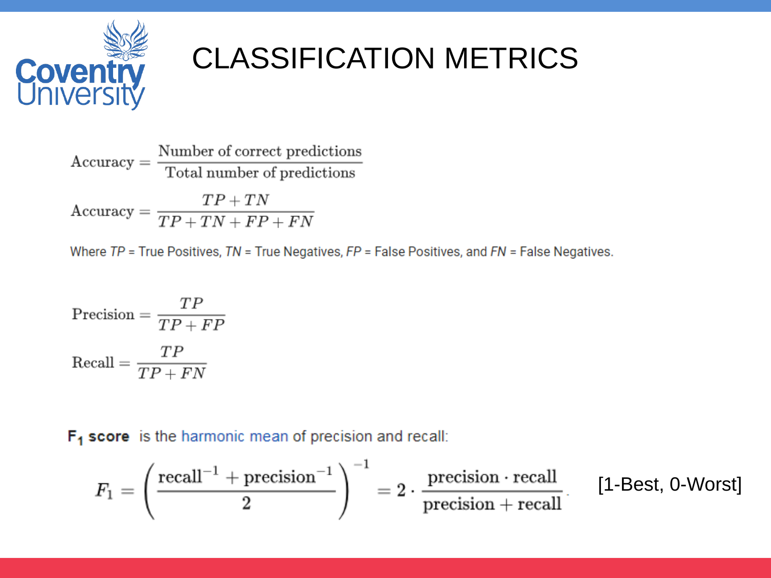# CLASSIFICATION METRICS

$$\text{Accuracy} = \frac{\text{Number of correct predictions}}{\text{Total number of predictions}}$$

$$\text{Accuracy} = \frac{TP + TN}{TP + TN + FP + FN}$$

Where *TP* = True Positives, *TN* = True Negatives, *FP* = False Positives, and *FN* = False Negatives.

$$\text{Precision} = \frac{TP}{TP + FP}$$

$$\text{Recall} = \frac{TP}{TP + FN}$$

**$F_1$ score** is the harmonic mean of precision and recall:

$$F_1 = \left( \frac{\text{recall}^{-1} + \text{precision}^{-1}}{2} \right)^{-1} = 2 \cdot \frac{\text{precision} \cdot \text{recall}}{\text{precision} + \text{recall}}.$$

[1-Best, 0-Worst]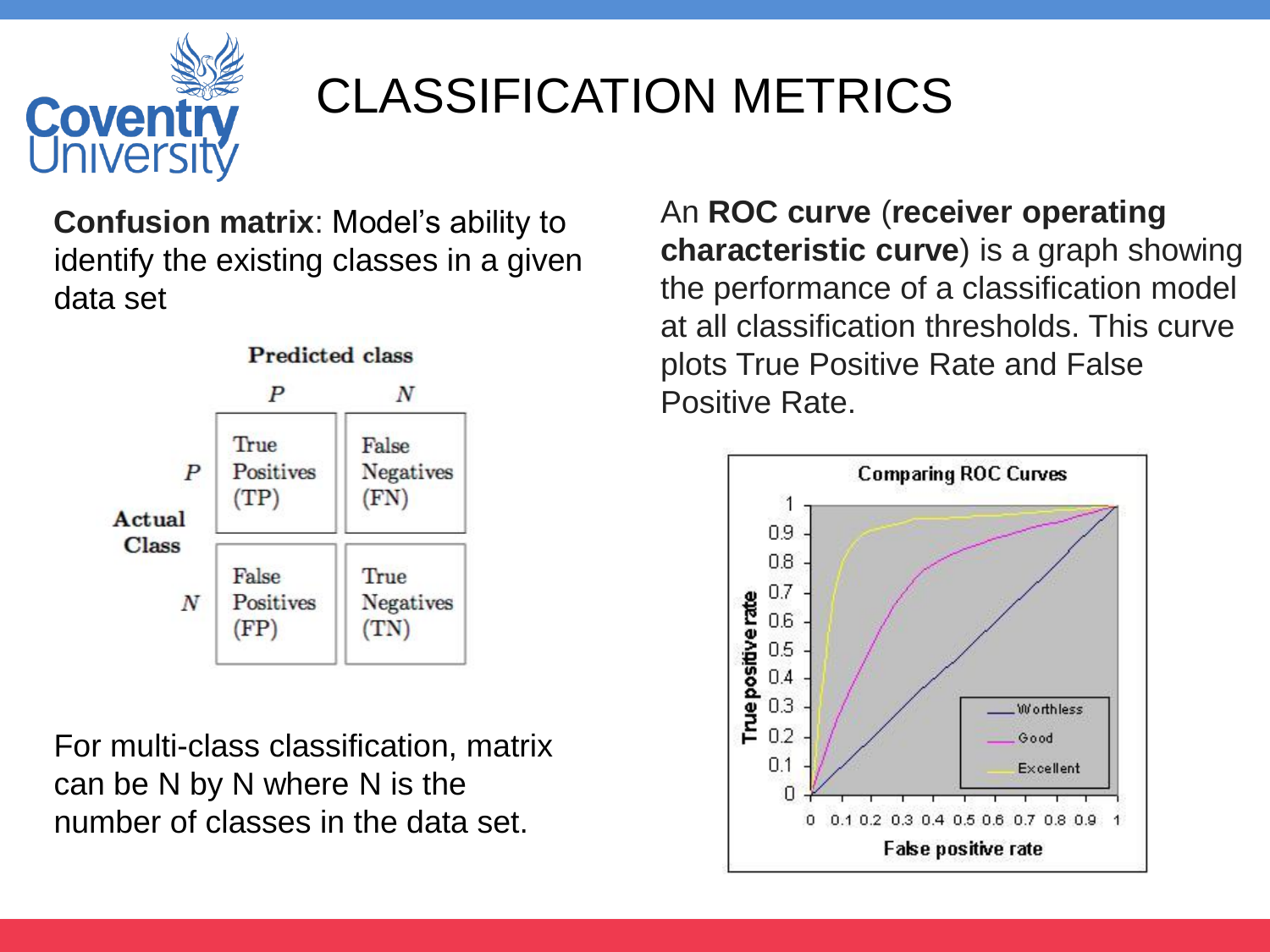# CLASSIFICATION METRICS

**Confusion matrix**: Model's ability to identify the existing classes in a given data set

|  |  | Predicted class | |
|---|---|---|---|
|  |  | P | N |
| Actual Class | P | True Positives (TP) | False Negatives (FN) |
|  | N | False Positives (FP) | True Negatives (TN) |

For multi-class classification, matrix can be N by N where N is the number of classes in the data set.

An **ROC curve** (**receiver operating characteristic curve**) is a graph showing the performance of a classification model at all classification thresholds. This curve plots True Positive Rate and False Positive Rate.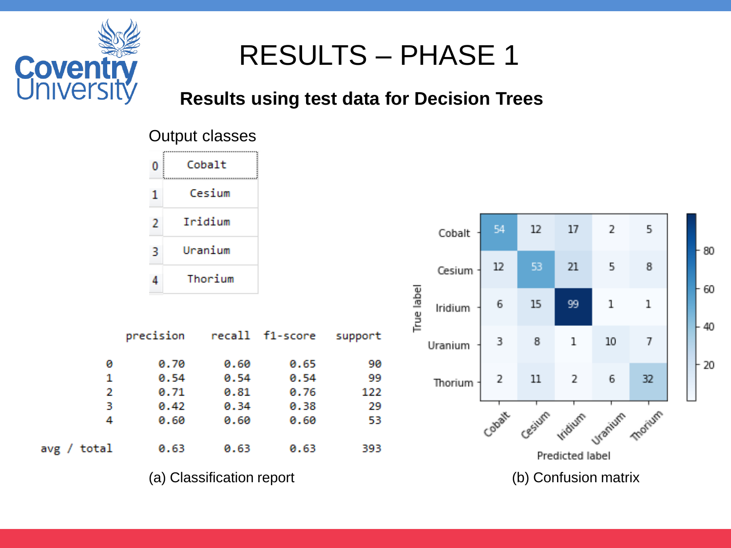# RESULTS – PHASE 1

**Results using test data for Decision Trees**

Output classes

| | |
|---|---|
| 0 | Cobalt |
| 1 | Cesium |
| 2 | Iridium |
| 3 | Uranium |
| 4 | Thorium |

| | precision | recall | f1-score | support |
|---|---|---|---|---|
| 0 | 0.70 | 0.60 | 0.65 | 90 |
| 1 | 0.54 | 0.54 | 0.54 | 99 |
| 2 | 0.71 | 0.81 | 0.76 | 122 |
| 3 | 0.42 | 0.34 | 0.38 | 29 |
| 4 | 0.60 | 0.60 | 0.60 | 53 |
| avg / total | 0.63 | 0.63 | 0.63 | 393 |

(a) Classification report

| True label \ Predicted label | Cobalt | Cesium | Iridium | Uranium | Thorium |
|---|---|---|---|---|---|
| Cobalt | 54 | 12 | 17 | 2 | 5 |
| Cesium | 12 | 53 | 21 | 5 | 8 |
| Iridium | 6 | 15 | 99 | 1 | 1 |
| Uranium | 3 | 8 | 1 | 10 | 7 |
| Thorium | 2 | 11 | 2 | 6 | 32 |

(b) Confusion matrix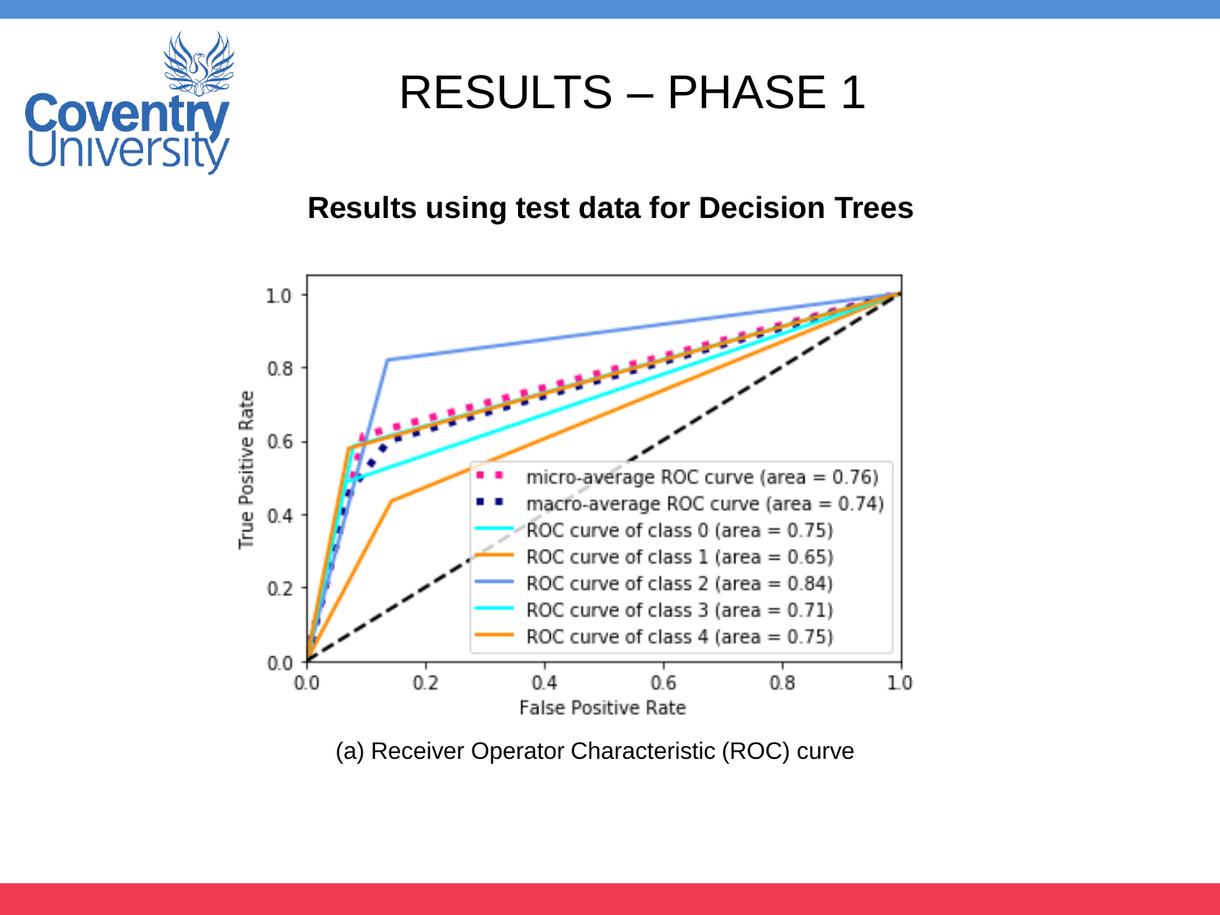# RESULTS – PHASE 1

**Results using test data for Decision Trees**

(a) Receiver Operator Characteristic (ROC) curve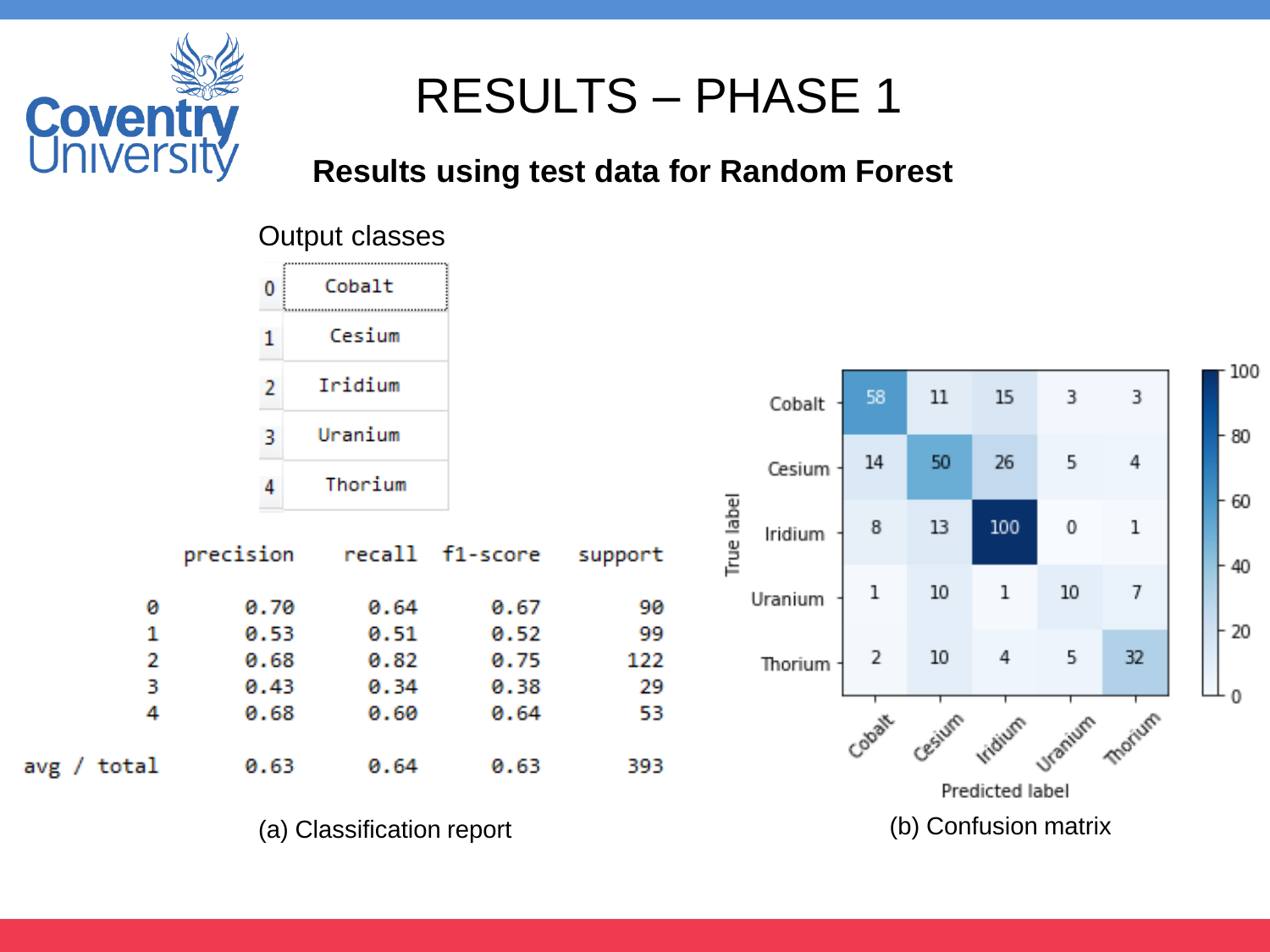# RESULTS – PHASE 1

## Results using test data for Random Forest

Output classes

| | |
|---|---|
| 0 | Cobalt |
| 1 | Cesium |
| 2 | Iridium |
| 3 | Uranium |
| 4 | Thorium |

| | precision | recall | f1-score | support |
|---|---|---|---|---|
| 0 | 0.70 | 0.64 | 0.67 | 90 |
| 1 | 0.53 | 0.51 | 0.52 | 99 |
| 2 | 0.68 | 0.82 | 0.75 | 122 |
| 3 | 0.43 | 0.34 | 0.38 | 29 |
| 4 | 0.68 | 0.60 | 0.64 | 53 |
| avg / total | 0.63 | 0.64 | 0.63 | 393 |

(a) Classification report

| True label \ Predicted label | Cobalt | Cesium | Iridium | Uranium | Thorium |
|---|---|---|---|---|---|
| Cobalt | 58 | 11 | 15 | 3 | 3 |
| Cesium | 14 | 50 | 26 | 5 | 4 |
| Iridium | 8 | 13 | 100 | 0 | 1 |
| Uranium | 1 | 10 | 1 | 10 | 7 |
| Thorium | 2 | 10 | 4 | 5 | 32 |

(b) Confusion matrix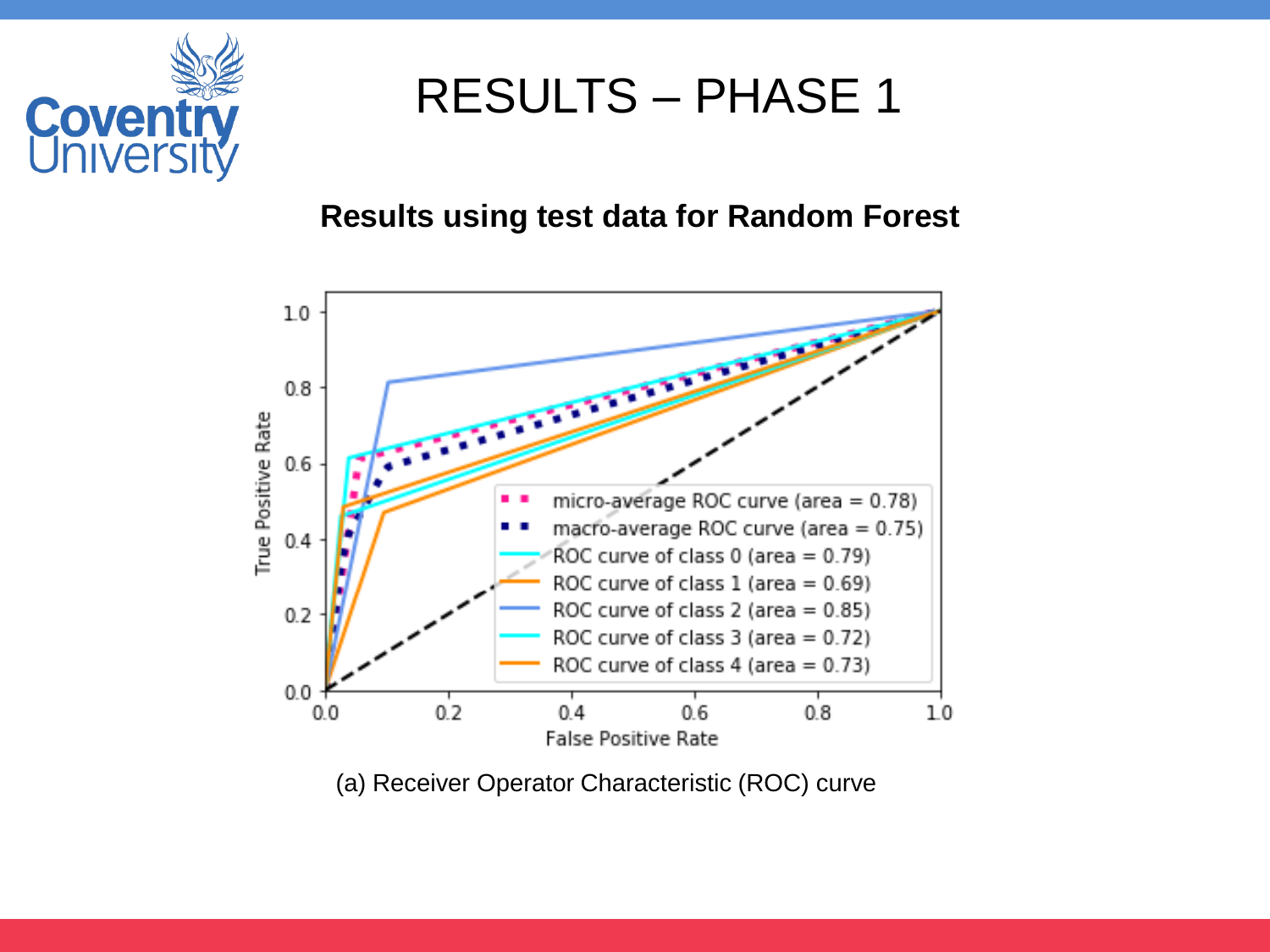# RESULTS – PHASE 1

**Results using test data for Random Forest**

(a) Receiver Operator Characteristic (ROC) curve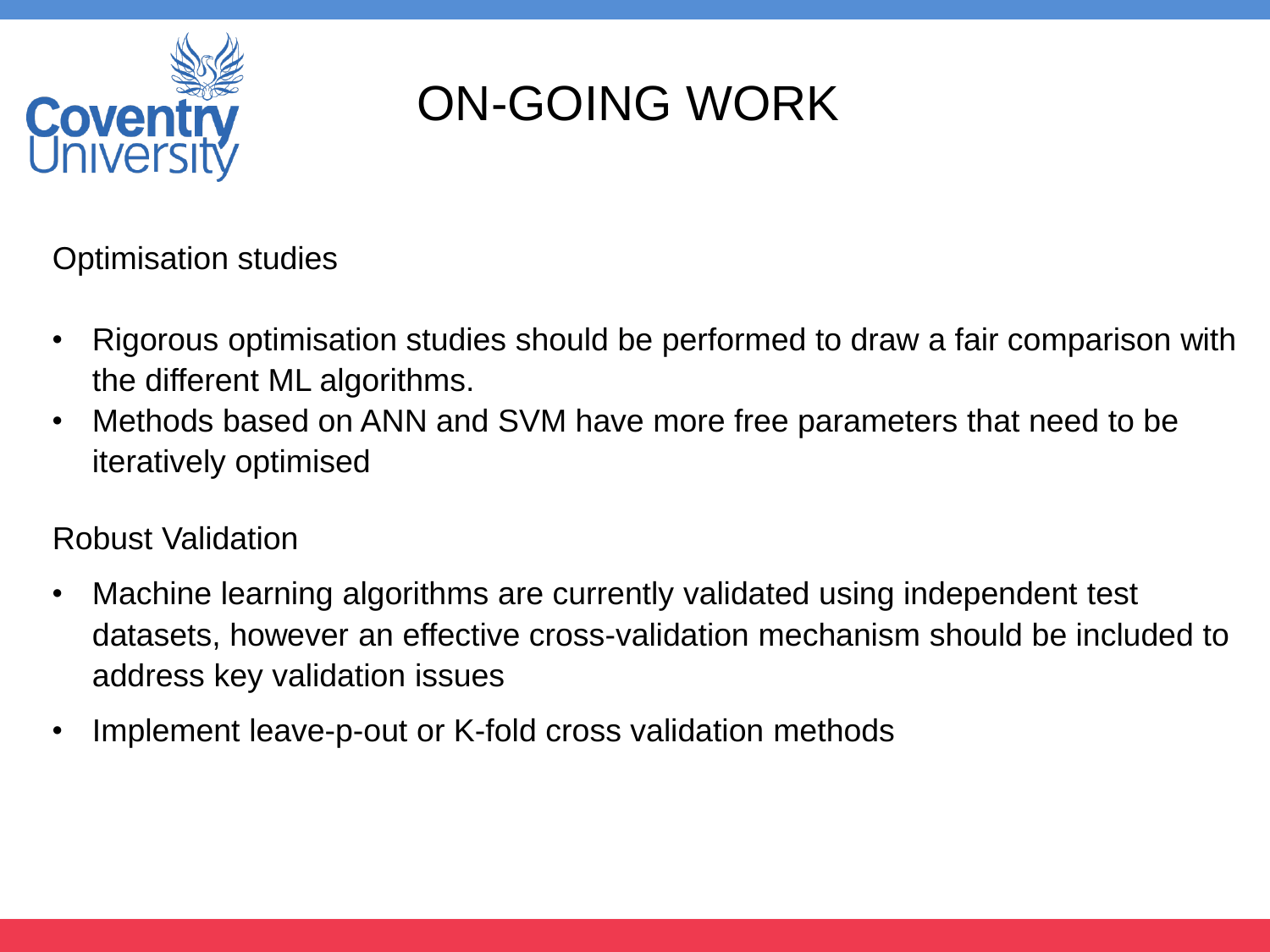# ON-GOING WORK

Optimisation studies

- Rigorous optimisation studies should be performed to draw a fair comparison with the different ML algorithms.
- Methods based on ANN and SVM have more free parameters that need to be iteratively optimised

Robust Validation

- Machine learning algorithms are currently validated using independent test datasets, however an effective cross-validation mechanism should be included to address key validation issues
- Implement leave-p-out or K-fold cross validation methods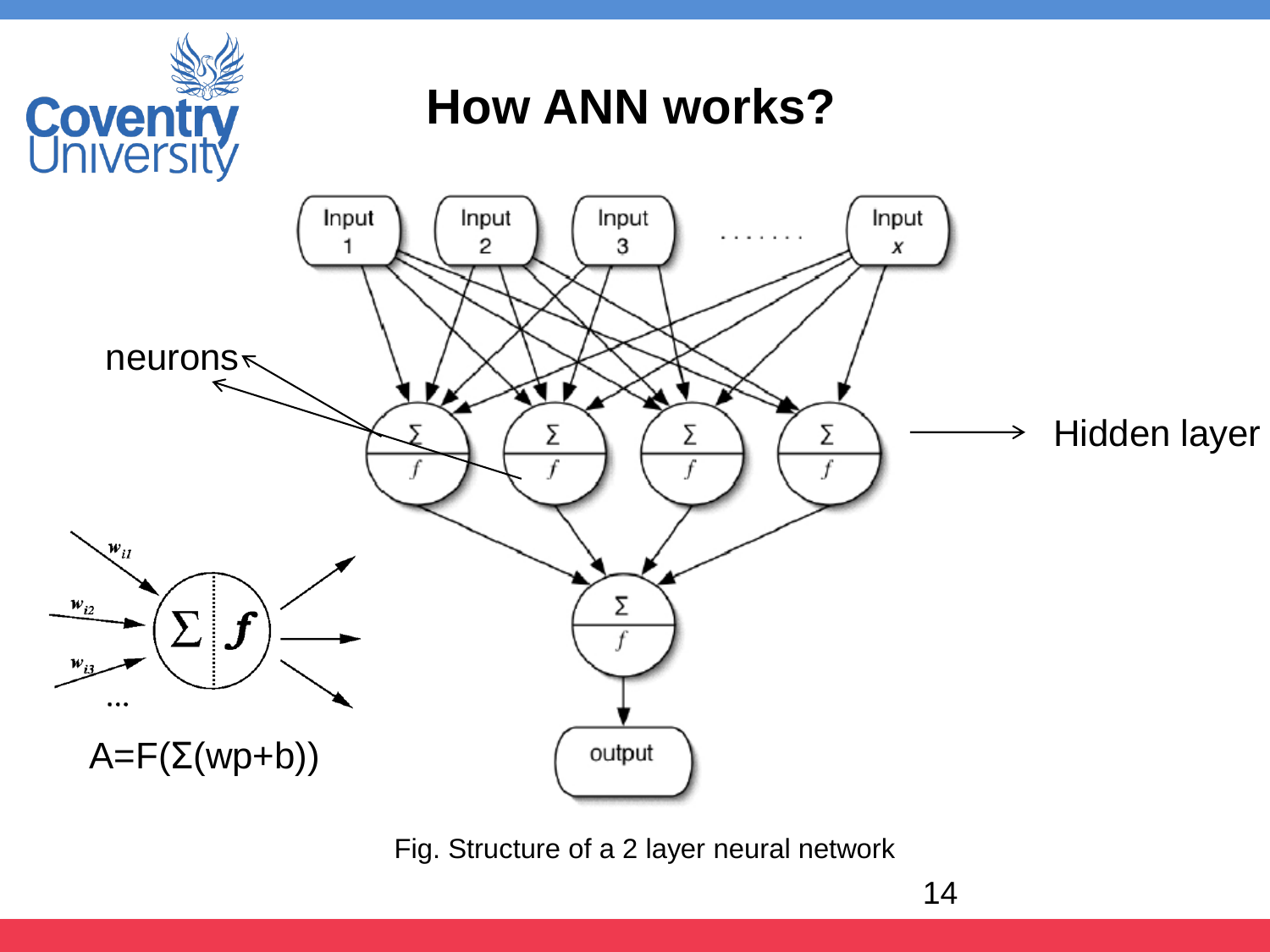# How ANN works?

neurons

Hidden layer

$A=F(\Sigma(wp+b))$

Fig. Structure of a 2 layer neural network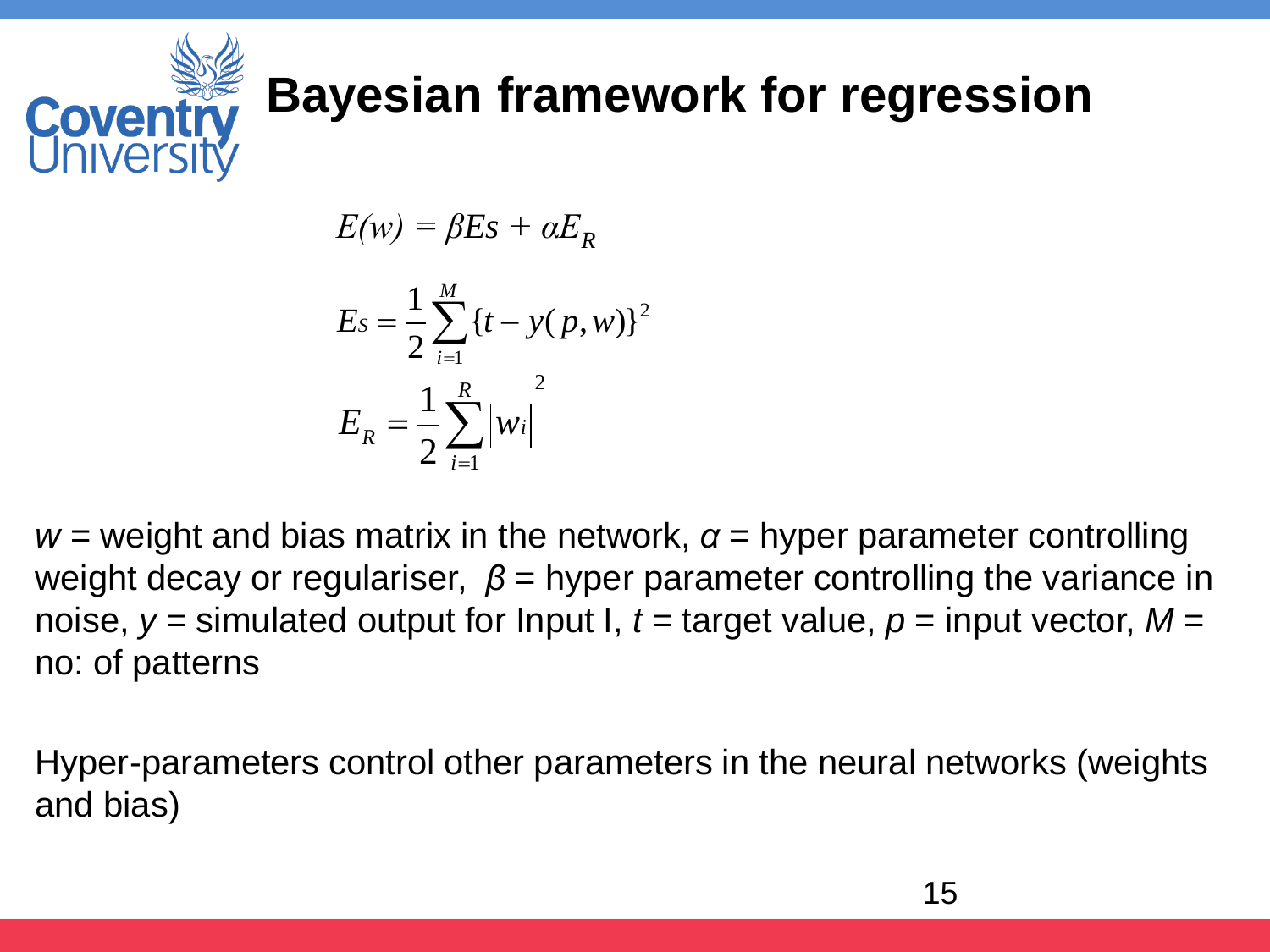# Bayesian framework for regression

$$E(w) = \beta Es + \alpha E_R$$

$$Es = \frac{1}{2}\sum_{i=1}^{M}\{t - y(p,w)\}^2$$

$$E_R = \frac{1}{2}\sum_{i=1}^{R}\left|w_i\right|^2$$

$w$ = weight and bias matrix in the network, $\alpha$ = hyper parameter controlling weight decay or regulariser, $\beta$ = hyper parameter controlling the variance in noise, $y$ = simulated output for Input I, $t$ = target value, $p$ = input vector, $M$ = no: of patterns

Hyper-parameters control other parameters in the neural networks (weights and bias)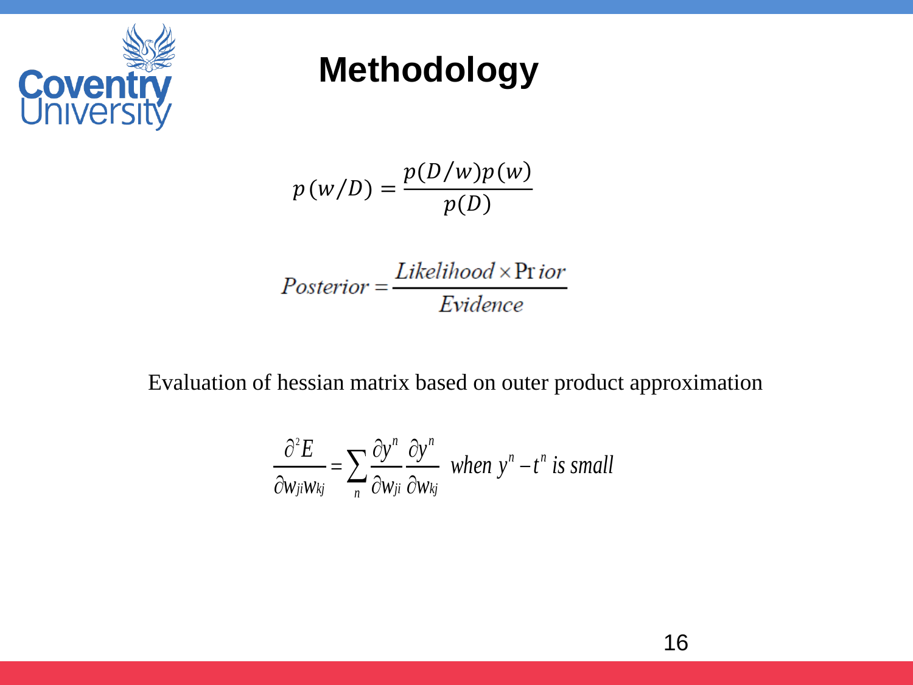# Methodology

$$p(w/D) = \frac{p(D/w)p(w)}{p(D)}$$

$$Posterior = \frac{Likelihood \times \Pr ior}{Evidence}$$

Evaluation of hessian matrix based on outer product approximation

$$\frac{\partial^2 E}{\partial w_{ji} w_{kj}} = \sum_n \frac{\partial y^n}{\partial w_{ji}} \frac{\partial y^n}{\partial w_{kj}} \quad when\ y^n - t^n\ is\ small$$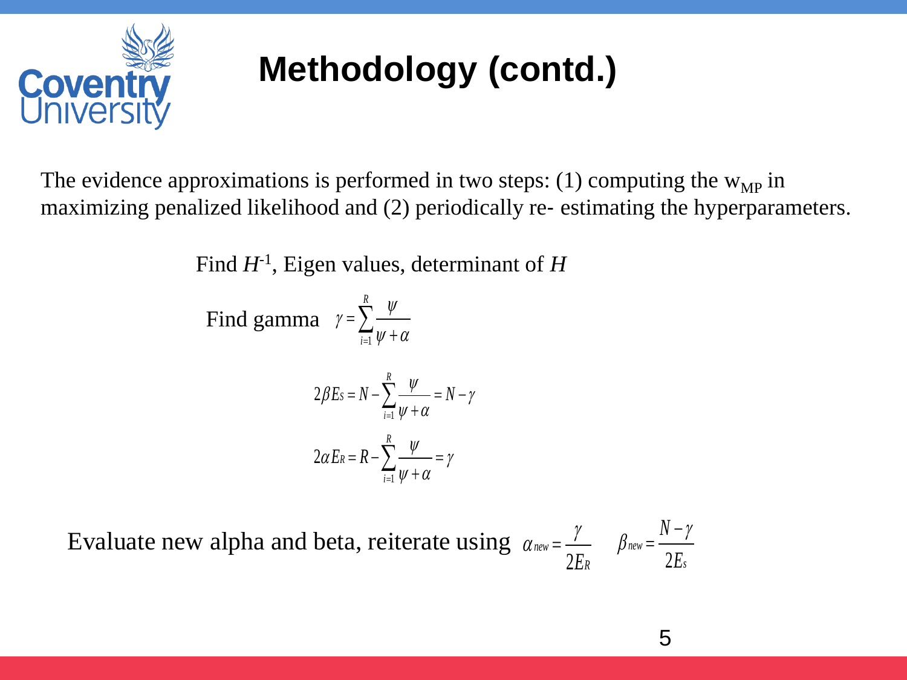# Methodology (contd.)

The evidence approximations is performed in two steps: (1) computing the $w_{MP}$ in maximizing penalized likelihood and (2) periodically re- estimating the hyperparameters.

Find $H^{-1}$, Eigen values, determinant of $H$

Find gamma $\gamma = \sum_{i=1}^{R} \frac{\psi}{\psi + \alpha}$

$$2\beta E_S = N - \sum_{i=1}^{R} \frac{\psi}{\psi + \alpha} = N - \gamma$$

$$2\alpha E_R = R - \sum_{i=1}^{R} \frac{\psi}{\psi + \alpha} = \gamma$$

Evaluate new alpha and beta, reiterate using $\alpha_{new} = \frac{\gamma}{2E_R}$ $\beta_{new} = \frac{N - \gamma}{2E_s}$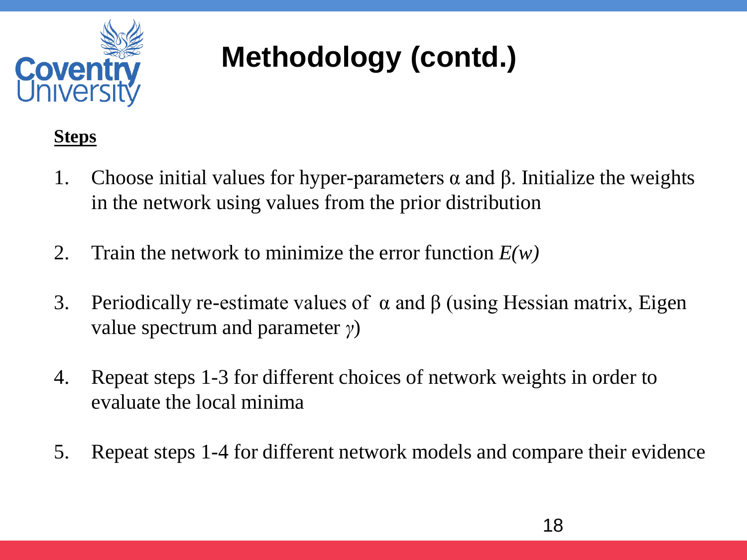# Methodology (contd.)

**Steps**

1. Choose initial values for hyper-parameters $\alpha$ and $\beta$. Initialize the weights in the network using values from the prior distribution
2. Train the network to minimize the error function $E(w)$
3. Periodically re-estimate values of $\alpha$ and $\beta$ (using Hessian matrix, Eigen value spectrum and parameter $\gamma$)
4. Repeat steps 1-3 for different choices of network weights in order to evaluate the local minima
5. Repeat steps 1-4 for different network models and compare their evidence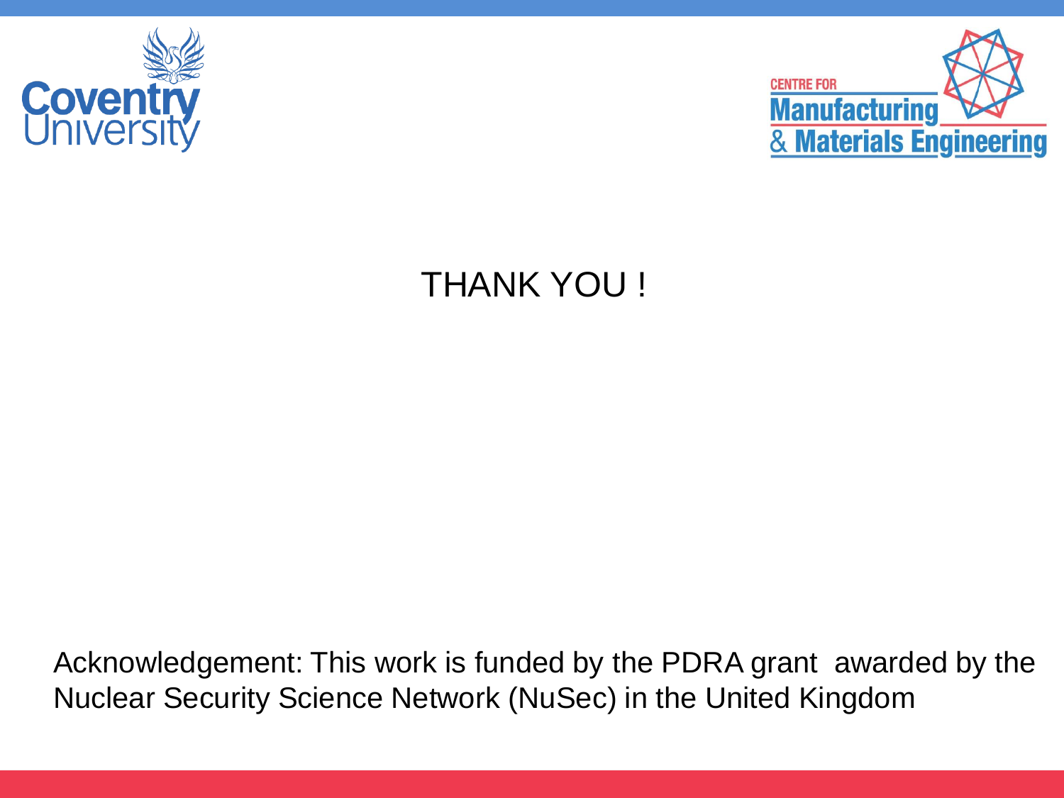Coventry University

CENTRE FOR Manufacturing & Materials Engineering

# THANK YOU !

Acknowledgement: This work is funded by the PDRA grant awarded by the Nuclear Security Science Network (NuSec) in the United Kingdom